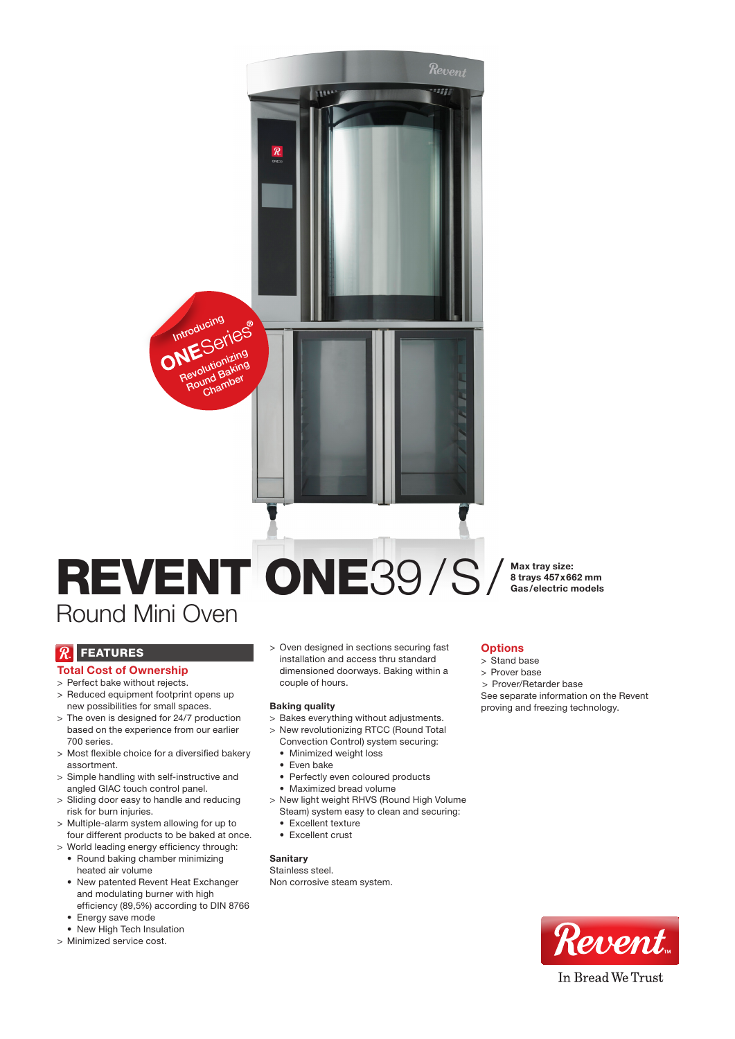Introducing
ONESeries®
Revolutionizing Round Baking Chamber

# REVENT ONE39 / S /

**Max tray size:**
**8 trays 457x662 mm**
**Gas/electric models**

## Round Mini Oven

## FEATURES

### Total Cost of Ownership

> Perfect bake without rejects.
> Reduced equipment footprint opens up new possibilities for small spaces.
> The oven is designed for 24/7 production based on the experience from our earlier 700 series.
> Most flexible choice for a diversified bakery assortment.
> Simple handling with self-instructive and angled GIAC touch control panel.
> Sliding door easy to handle and reducing risk for burn injuries.
> Multiple-alarm system allowing for up to four different products to be baked at once.
> World leading energy efficiency through:
- Round baking chamber minimizing heated air volume
- New patented Revent Heat Exchanger and modulating burner with high efficiency (89,5%) according to DIN 8766
- Energy save mode
- New High Tech Insulation

> Minimized service cost.
> Oven designed in sections securing fast installation and access thru standard dimensioned doorways. Baking within a couple of hours.

**Baking quality**

> Bakes everything without adjustments.
> New revolutionizing RTCC (Round Total Convection Control) system securing:
- Minimized weight loss
- Even bake
- Perfectly even coloured products
- Maximized bread volume

> New light weight RHVS (Round High Volume Steam) system easy to clean and securing:
- Excellent texture
- Excellent crust

**Sanitary**

Stainless steel.
Non corrosive steam system.

### Options

> Stand base
> Prover base
> Prover/Retarder base

See separate information on the Revent proving and freezing technology.

Revent™
In Bread We Trust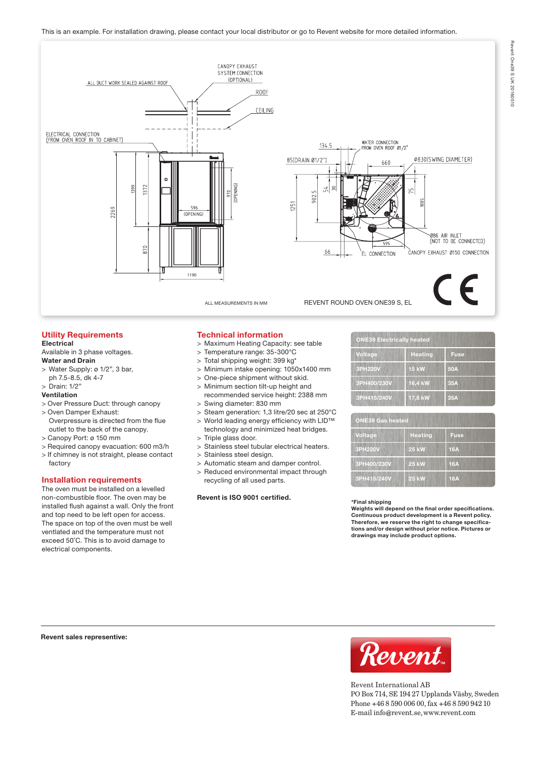This is an example. For installation drawing, please contact your local distributor or go to Revent website for more detailed information.

CANOPY EXHAUST SYSTEM CONNECTION (OPTIONAL)
ALL DUCT WORK SEALED AGAINST ROOF
ROOF
CEILING
ELECTRICAL CONNECTION (FROM OVEN ROOF IN TO CABINET)
2269
1399
1372
870
596 (OPENING)
970 (OPENING)
1190
134.5
WATER CONNECTION FROM OVEN ROOF Ø1/2"
85(DRAIN Ø1/2")
660
Ø830(SWING DIAMETER)
1251
902.5
54
30
75
1005
595
Ø86 AIR INLET (NOT TO BE CONNECTED)
66
EL CONNECTION
CANOPY EXHAUST Ø150 CONNECTION

ALL MEASUREMENTS IN MM

REVENT ROUND OVEN ONE39 S, EL

## Utility Requirements

**Electrical**

Available in 3 phase voltages.

**Water and Drain**

> Water Supply: ø 1/2", 3 bar, ph 7.5-8.5, dk 4-7
> Drain: 1/2"

**Ventilation**

> Over Pressure Duct: through canopy
> Oven Damper Exhaust: Overpressure is directed from the flue outlet to the back of the canopy.
> Canopy Port: ø 150 mm
> Required canopy evacuation: 600 m3/h
> If chimney is not straight, please contact factory

## Installation requirements

The oven must be installed on a levelled non-combustible floor. The oven may be installed flush against a wall. Only the front and top need to be left open for access. The space on top of the oven must be well ventlated and the temperature must not exceed 50˚C. This is to avoid damage to electrical components.

## Technical information

> Maximum Heating Capacity: see table
> Temperature range: 35-300°C
> Total shipping weight: 399 kg*
> Minimum intake opening: 1050x1400 mm
> One-piece shipment without skid.
> Minimum section tilt-up height and recommended service height: 2388 mm
> Swing diameter: 830 mm
> Steam generation: 1,3 litre/20 sec at 250°C
> World leading energy efficiency with LID™ technology and minimized heat bridges.
> Triple glass door.
> Stainless steel tubular electrical heaters.
> Stainless steel design.
> Automatic steam and damper control.
> Reduced environmental impact through recycling of all used parts.

**Revent is ISO 9001 certified.**

**ONE39 Electrically heated**

| Voltage | Heating | Fuse |
|---|---|---|
| 3PH220V | 15 kW | 50A |
| 3PH400/230V | 16,4 kW | 35A |
| 3PH415/240V | 17,8 kW | 35A |

**ONE39 Gas heated**

| Voltage | Heating | Fuse |
|---|---|---|
| 3PH220V | 25 kW | 16A |
| 3PH400/230V | 25 kW | 16A |
| 3PH415/240V | 25 kW | 16A |

**\*Final shipping**
**Weights will depend on the final order specifications. Continuous product development is a Revent policy. Therefore, we reserve the right to change specifications and/or design without prior notice. Pictures or drawings may include product options.**

**Revent sales representive:**

Revent International AB
PO Box 714, SE 194 27 Upplands Väsby, Sweden
Phone +46 8 590 006 00, fax +46 8 590 942 10
E-mail info@revent.se, www.revent.com